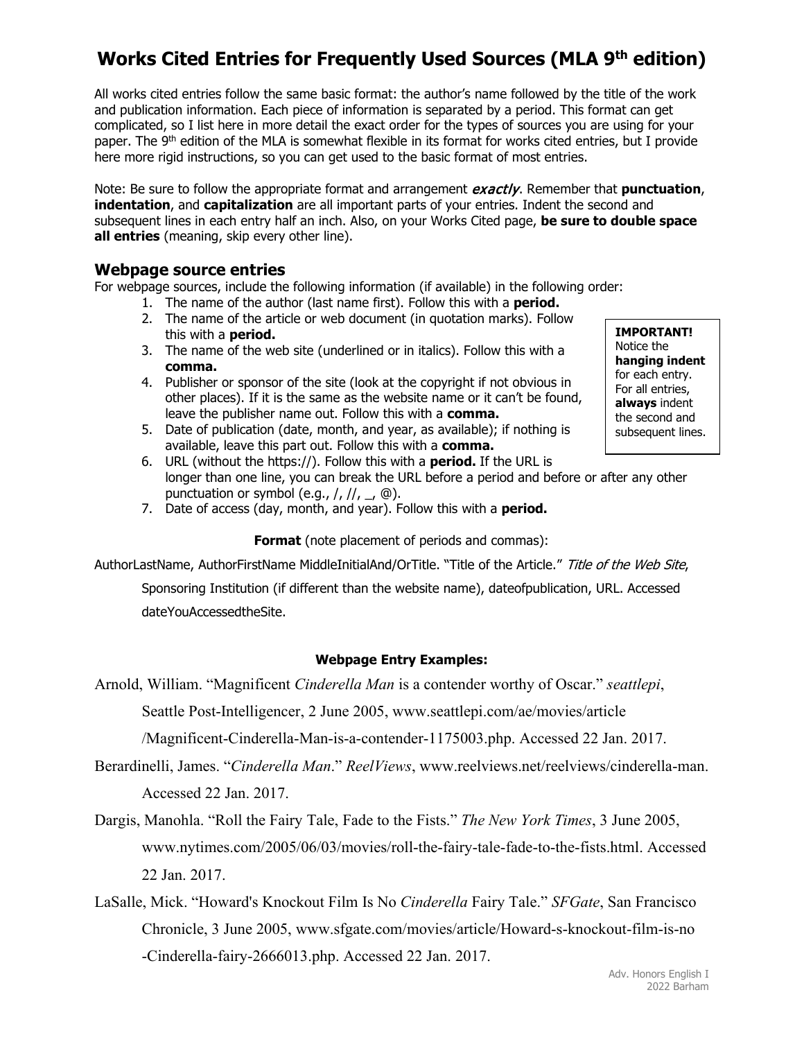# Works Cited Entries for Frequently Used Sources (MLA 9th edition)

All works cited entries follow the same basic format: the author's name followed by the title of the work and publication information. Each piece of information is separated by a period. This format can get complicated, so I list here in more detail the exact order for the types of sources you are using for your paper. The 9th edition of the MLA is somewhat flexible in its format for works cited entries, but I provide here more rigid instructions, so you can get used to the basic format of most entries.

Note: Be sure to follow the appropriate format and arrangement ***exactly***. Remember that **punctuation**, **indentation**, and **capitalization** are all important parts of your entries. Indent the second and subsequent lines in each entry half an inch. Also, on your Works Cited page, **be sure to double space all entries** (meaning, skip every other line).

## Webpage source entries

For webpage sources, include the following information (if available) in the following order:

1. The name of the author (last name first). Follow this with a **period.**
2. The name of the article or web document (in quotation marks). Follow this with a **period.**
3. The name of the web site (underlined or in italics). Follow this with a **comma.**
4. Publisher or sponsor of the site (look at the copyright if not obvious in other places). If it is the same as the website name or it can't be found, leave the publisher name out. Follow this with a **comma.**
5. Date of publication (date, month, and year, as available); if nothing is available, leave this part out. Follow this with a **comma.**
6. URL (without the https://). Follow this with a **period.** If the URL is longer than one line, you can break the URL before a period and before or after any other punctuation or symbol (e.g., /, //, _, @).
7. Date of access (day, month, and year). Follow this with a **period.**

> **IMPORTANT!**
> Notice the **hanging indent** for each entry. For all entries, **always** indent the second and subsequent lines.

**Format** (note placement of periods and commas):

AuthorLastName, AuthorFirstName MiddleInitialAnd/OrTitle. "Title of the Article." *Title of the Web Site*, Sponsoring Institution (if different than the website name), dateofpublication, URL. Accessed dateYouAccessedtheSite.

**Webpage Entry Examples:**

Arnold, William. "Magnificent *Cinderella Man* is a contender worthy of Oscar." *seattlepi*, Seattle Post-Intelligencer, 2 June 2005, www.seattlepi.com/ae/movies/article /Magnificent-Cinderella-Man-is-a-contender-1175003.php. Accessed 22 Jan. 2017.

Berardinelli, James. "*Cinderella Man*." *ReelViews*, www.reelviews.net/reelviews/cinderella-man. Accessed 22 Jan. 2017.

Dargis, Manohla. "Roll the Fairy Tale, Fade to the Fists." *The New York Times*, 3 June 2005, www.nytimes.com/2005/06/03/movies/roll-the-fairy-tale-fade-to-the-fists.html. Accessed 22 Jan. 2017.

LaSalle, Mick. "Howard's Knockout Film Is No *Cinderella* Fairy Tale." *SFGate*, San Francisco Chronicle, 3 June 2005, www.sfgate.com/movies/article/Howard-s-knockout-film-is-no -Cinderella-fairy-2666013.php. Accessed 22 Jan. 2017.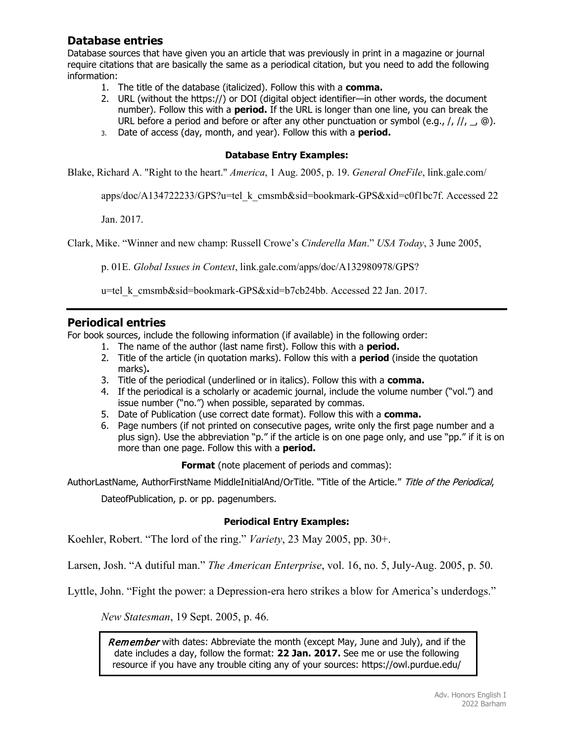## Database entries

Database sources that have given you an article that was previously in print in a magazine or journal require citations that are basically the same as a periodical citation, but you need to add the following information:

1. The title of the database (italicized). Follow this with a **comma.**
2. URL (without the https://) or DOI (digital object identifier—in other words, the document number). Follow this with a **period.** If the URL is longer than one line, you can break the URL before a period and before or after any other punctuation or symbol (e.g., /, //, _, @).
3. Date of access (day, month, and year). Follow this with a **period.**

**Database Entry Examples:**

Blake, Richard A. "Right to the heart." *America*, 1 Aug. 2005, p. 19. *General OneFile*, link.gale.com/apps/doc/A134722233/GPS?u=tel_k_cmsmb&sid=bookmark-GPS&xid=c0f1bc7f. Accessed 22 Jan. 2017.

Clark, Mike. "Winner and new champ: Russell Crowe's *Cinderella Man*." *USA Today*, 3 June 2005, p. 01E. *Global Issues in Context*, link.gale.com/apps/doc/A132980978/GPS?u=tel_k_cmsmb&sid=bookmark-GPS&xid=b7cb24bb. Accessed 22 Jan. 2017.

---

## Periodical entries

For book sources, include the following information (if available) in the following order:

1. The name of the author (last name first). Follow this with a **period.**
2. Title of the article (in quotation marks). Follow this with a **period** (inside the quotation marks)**.**
3. Title of the periodical (underlined or in italics). Follow this with a **comma.**
4. If the periodical is a scholarly or academic journal, include the volume number ("vol.") and issue number ("no.") when possible, separated by commas.
5. Date of Publication (use correct date format). Follow this with a **comma.**
6. Page numbers (if not printed on consecutive pages, write only the first page number and a plus sign). Use the abbreviation "p." if the article is on one page only, and use "pp." if it is on more than one page. Follow this with a **period.**

**Format** (note placement of periods and commas):

AuthorLastName, AuthorFirstName MiddleInitialAnd/OrTitle. "Title of the Article." *Title of the Periodical*, DateofPublication, p. or pp. pagenumbers.

**Periodical Entry Examples:**

Koehler, Robert. "The lord of the ring." *Variety*, 23 May 2005, pp. 30+.

Larsen, Josh. "A dutiful man." *The American Enterprise*, vol. 16, no. 5, July-Aug. 2005, p. 50.

Lyttle, John. "Fight the power: a Depression-era hero strikes a blow for America's underdogs." *New Statesman*, 19 Sept. 2005, p. 46.

> *Remember* with dates: Abbreviate the month (except May, June and July), and if the date includes a day, follow the format: **22 Jan. 2017.** See me or use the following resource if you have any trouble citing any of your sources: https://owl.purdue.edu/

Adv. Honors English I
2022 Barham